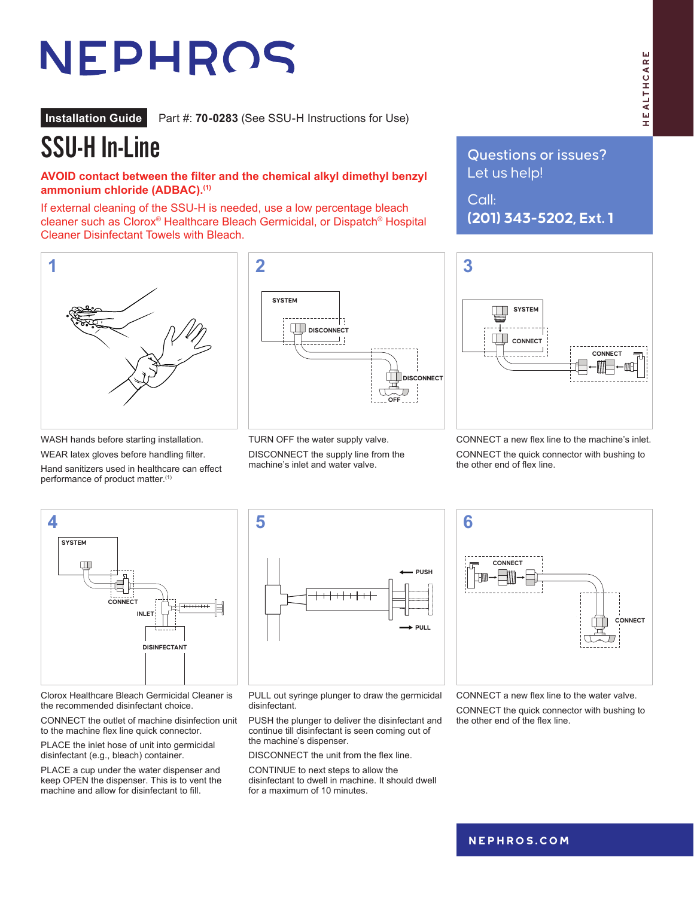# NEPHROS

HEALTHCARE

**Installation Guide** Part #: **70-0283** (See SSU-H Instructions for Use)

# SSU-H In-Line

**AVOID contact between the filter and the chemical alkyl dimethyl benzyl ammonium chloride (ADBAC).[(1)]**

If external cleaning of the SSU-H is needed, use a low percentage bleach cleaner such as Clorox® Healthcare Bleach Germicidal, or Dispatch® Hospital Cleaner Disinfectant Towels with Bleach.

Questions or issues?
Let us help!

Call:
**(201) 343-5202, Ext. 1**

### 1

WASH hands before starting installation.

WEAR latex gloves before handling filter.

Hand sanitizers used in healthcare can effect performance of product matter.[(1)]

### 2

TURN OFF the water supply valve.

DISCONNECT the supply line from the machine's inlet and water valve.

### 3

CONNECT a new flex line to the machine's inlet.

CONNECT the quick connector with bushing to the other end of flex line.

### 4

Clorox Healthcare Bleach Germicidal Cleaner is the recommended disinfectant choice.

CONNECT the outlet of machine disinfection unit to the machine flex line quick connector.

PLACE the inlet hose of unit into germicidal disinfectant (e.g., bleach) container.

PLACE a cup under the water dispenser and keep OPEN the dispenser. This is to vent the machine and allow for disinfectant to fill.

### 5

PULL out syringe plunger to draw the germicidal disinfectant.

PUSH the plunger to deliver the disinfectant and continue till disinfectant is seen coming out of the machine's dispenser.

DISCONNECT the unit from the flex line.

CONTINUE to next steps to allow the disinfectant to dwell in machine. It should dwell for a maximum of 10 minutes.

### 6

CONNECT a new flex line to the water valve.

CONNECT the quick connector with bushing to the other end of the flex line.

NEPHROS.COM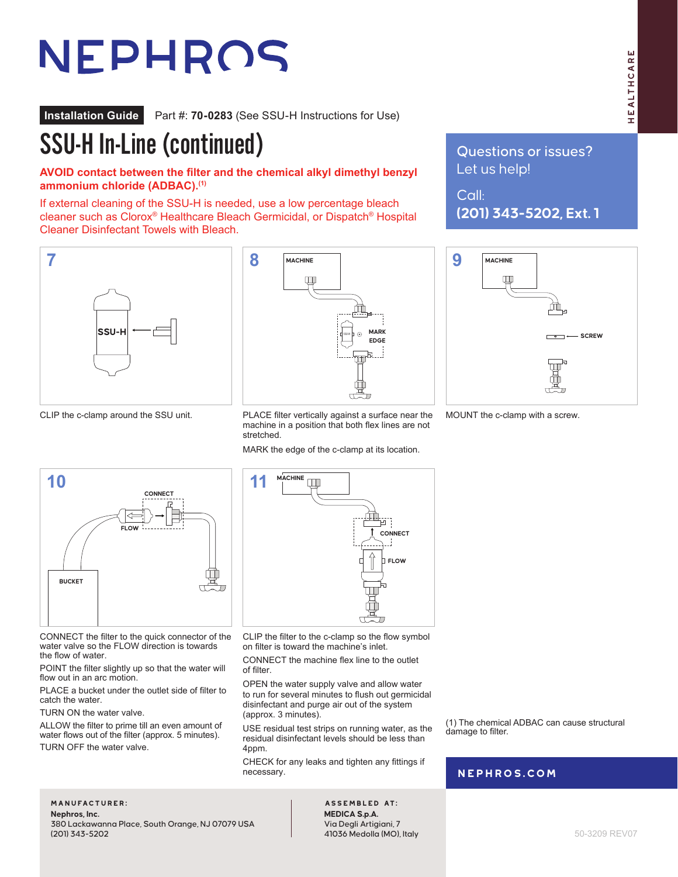# NEPHROS

HEALTHCARE

**Installation Guide** Part #: **70-0283** (See SSU-H Instructions for Use)

# SSU-H In-Line (continued)

**AVOID contact between the filter and the chemical alkyl dimethyl benzyl ammonium chloride (ADBAC).(1)**

If external cleaning of the SSU-H is needed, use a low percentage bleach cleaner such as Clorox® Healthcare Bleach Germicidal, or Dispatch® Hospital Cleaner Disinfectant Towels with Bleach.

Questions or issues?
Let us help!

Call:
**(201) 343-5202, Ext. 1**

**7**

SSU-H

CLIP the c-clamp around the SSU unit.

**8**

MACHINE

MARK EDGE

PLACE filter vertically against a surface near the machine in a position that both flex lines are not stretched.

MARK the edge of the c-clamp at its location.

**9**

MACHINE

SCREW

MOUNT the c-clamp with a screw.

**10**

CONNECT

FLOW

BUCKET

CONNECT the filter to the quick connector of the water valve so the FLOW direction is towards the flow of water.

POINT the filter slightly up so that the water will flow out in an arc motion.

PLACE a bucket under the outlet side of filter to catch the water.

TURN ON the water valve.

ALLOW the filter to prime till an even amount of water flows out of the filter (approx. 5 minutes).

TURN OFF the water valve.

**11**

MACHINE

CONNECT

FLOW

CLIP the filter to the c-clamp so the flow symbol on filter is toward the machine's inlet.

CONNECT the machine flex line to the outlet of filter.

OPEN the water supply valve and allow water to run for several minutes to flush out germicidal disinfectant and purge air out of the system (approx. 3 minutes).

USE residual test strips on running water, as the residual disinfectant levels should be less than 4ppm.

CHECK for any leaks and tighten any fittings if necessary.

(1) The chemical ADBAC can cause structural damage to filter.

**NEPHROS.COM**

**MANUFACTURER:**
**Nephros, Inc.**
380 Lackawanna Place, South Orange, NJ 07079 USA
(201) 343-5202

**ASSEMBLED AT:**
**MEDICA S.p.A.**
Via Degli Artigiani, 7
41036 Medolla (MO), Italy

50-3209 REV07